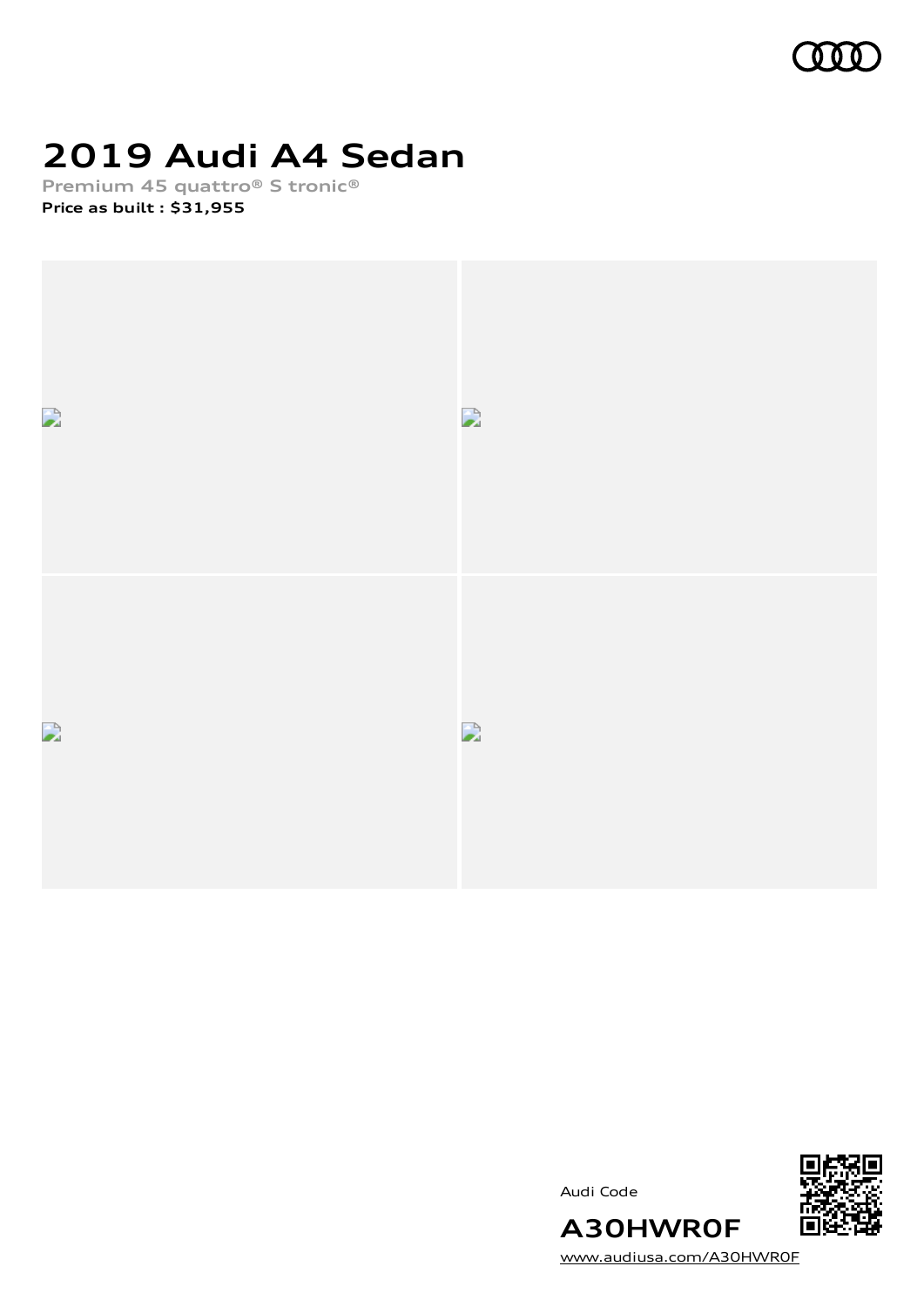# 2019 Audi A4 Sedan

Premium 45 quattro® S tronic®

**Price as built : $31,955**

Audi Code

**A30HWR0F**

www.audiusa.com/A30HWR0F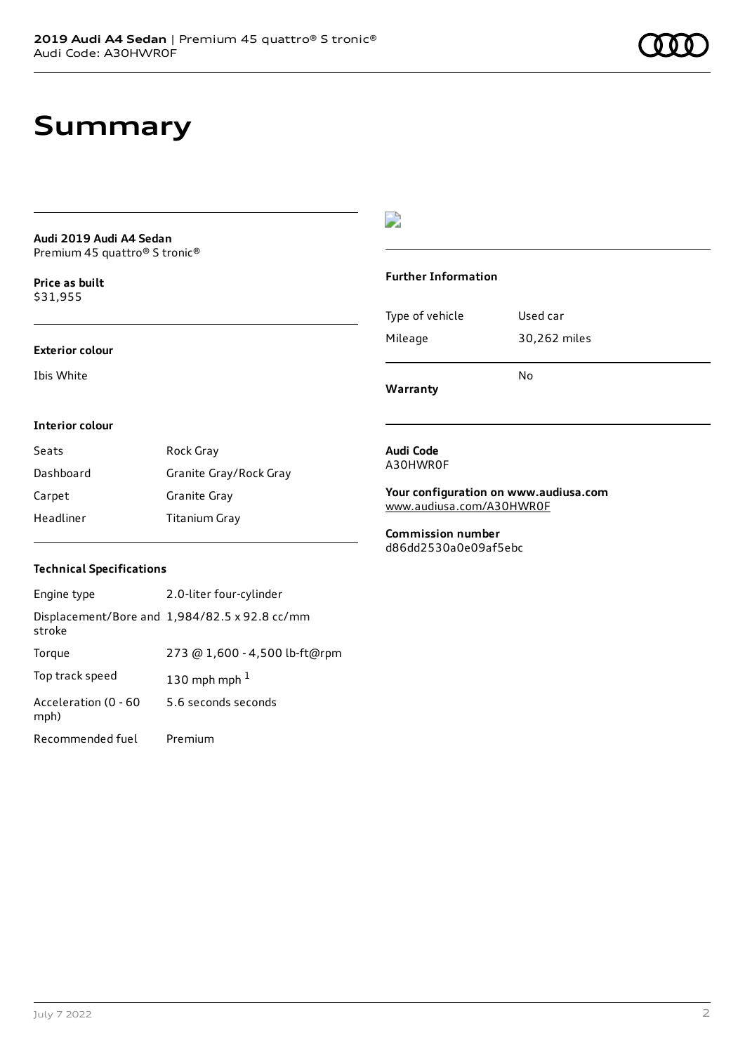# Summary

**Audi 2019 Audi A4 Sedan**
Premium 45 quattro® S tronic®

**Price as built**
$31,955

**Exterior colour**

Ibis White

**Interior colour**

| | |
|---|---|
| Seats | Rock Gray |
| Dashboard | Granite Gray/Rock Gray |
| Carpet | Granite Gray |
| Headliner | Titanium Gray |

**Technical Specifications**

| | |
|---|---|
| Engine type | 2.0-liter four-cylinder |
| Displacement/Bore and stroke | 1,984/82.5 x 92.8 cc/mm |
| Torque | 273 @ 1,600 - 4,500 lb-ft@rpm |
| Top track speed | 130 mph mph [1] |
| Acceleration (0 - 60 mph) | 5.6 seconds seconds |
| Recommended fuel | Premium |

**Further Information**

| | |
|---|---|
| Type of vehicle | Used car |
| Mileage | 30,262 miles |
| **Warranty** | No |

**Audi Code**
A30HWR0F

**Your configuration on www.audiusa.com**
www.audiusa.com/A30HWR0F

**Commission number**
d86dd2530a0e09af5ebc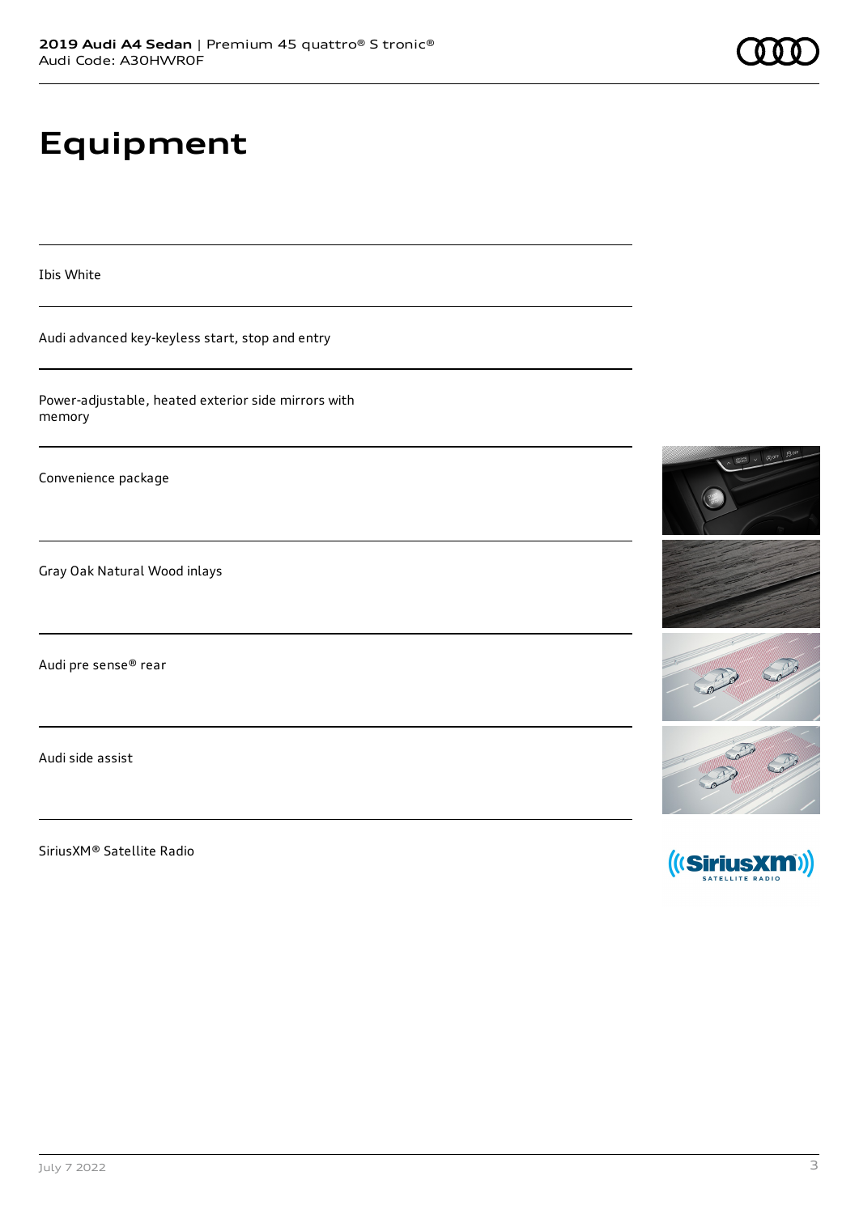# Equipment

Ibis White

Audi advanced key-keyless start, stop and entry

Power-adjustable, heated exterior side mirrors with memory

Convenience package

Gray Oak Natural Wood inlays

Audi pre sense® rear

Audi side assist

SiriusXM® Satellite Radio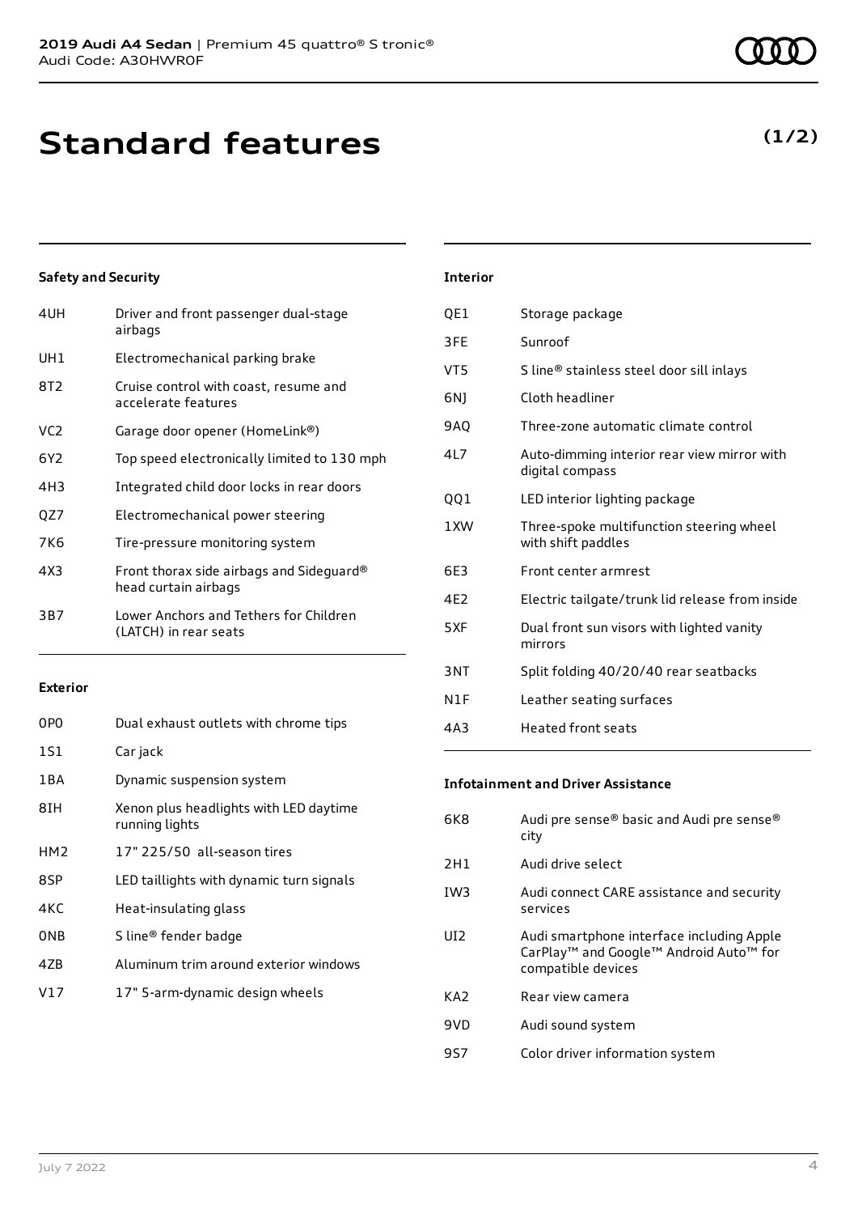# Standard features

**(1/2)**

### Safety and Security

| | |
|---|---|
| 4UH | Driver and front passenger dual-stage airbags |
| UH1 | Electromechanical parking brake |
| 8T2 | Cruise control with coast, resume and accelerate features |
| VC2 | Garage door opener (HomeLink®) |
| 6Y2 | Top speed electronically limited to 130 mph |
| 4H3 | Integrated child door locks in rear doors |
| QZ7 | Electromechanical power steering |
| 7K6 | Tire-pressure monitoring system |
| 4X3 | Front thorax side airbags and Sideguard® head curtain airbags |
| 3B7 | Lower Anchors and Tethers for Children (LATCH) in rear seats |

### Exterior

| | |
|---|---|
| 0P0 | Dual exhaust outlets with chrome tips |
| 1S1 | Car jack |
| 1BA | Dynamic suspension system |
| 8IH | Xenon plus headlights with LED daytime running lights |
| HM2 | 17" 225/50 all-season tires |
| 8SP | LED taillights with dynamic turn signals |
| 4KC | Heat-insulating glass |
| 0NB | S line® fender badge |
| 4ZB | Aluminum trim around exterior windows |
| V17 | 17" 5-arm-dynamic design wheels |

### Interior

| | |
|---|---|
| QE1 | Storage package |
| 3FE | Sunroof |
| VT5 | S line® stainless steel door sill inlays |
| 6NJ | Cloth headliner |
| 9AQ | Three-zone automatic climate control |
| 4L7 | Auto-dimming interior rear view mirror with digital compass |
| QQ1 | LED interior lighting package |
| 1XW | Three-spoke multifunction steering wheel with shift paddles |
| 6E3 | Front center armrest |
| 4E2 | Electric tailgate/trunk lid release from inside |
| 5XF | Dual front sun visors with lighted vanity mirrors |
| 3NT | Split folding 40/20/40 rear seatbacks |
| N1F | Leather seating surfaces |
| 4A3 | Heated front seats |

### Infotainment and Driver Assistance

| | |
|---|---|
| 6K8 | Audi pre sense® basic and Audi pre sense® city |
| 2H1 | Audi drive select |
| IW3 | Audi connect CARE assistance and security services |
| UI2 | Audi smartphone interface including Apple CarPlay™ and Google™ Android Auto™ for compatible devices |
| KA2 | Rear view camera |
| 9VD | Audi sound system |
| 9S7 | Color driver information system |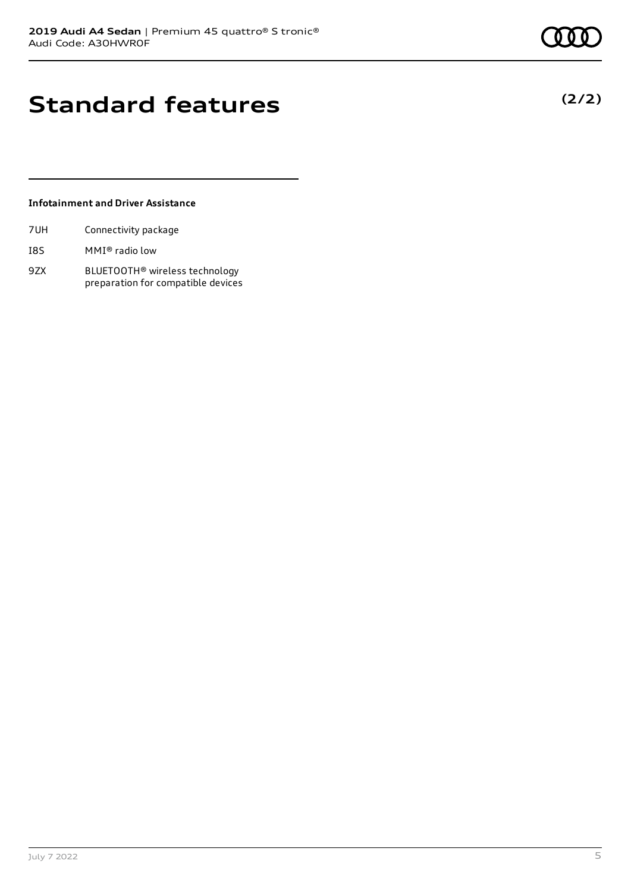# Standard features

**(2/2)**

### Infotainment and Driver Assistance

| | |
|---|---|
| 7UH | Connectivity package |
| I8S | MMI® radio low |
| 9ZX | BLUETOOTH® wireless technology preparation for compatible devices |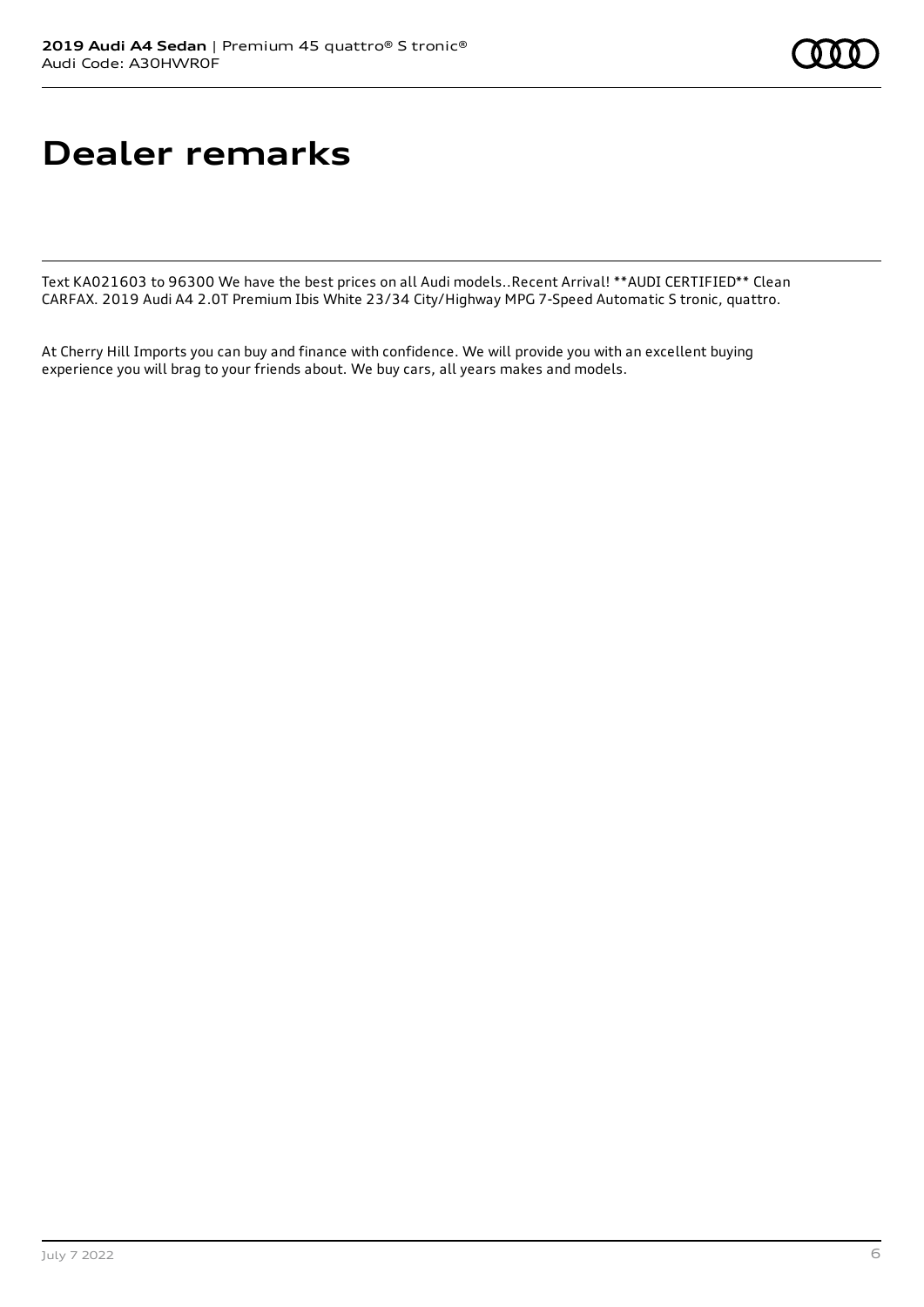# Dealer remarks

Text KA021603 to 96300 We have the best prices on all Audi models..Recent Arrival! **AUDI CERTIFIED** Clean CARFAX. 2019 Audi A4 2.0T Premium Ibis White 23/34 City/Highway MPG 7-Speed Automatic S tronic, quattro.

At Cherry Hill Imports you can buy and finance with confidence. We will provide you with an excellent buying experience you will brag to your friends about. We buy cars, all years makes and models.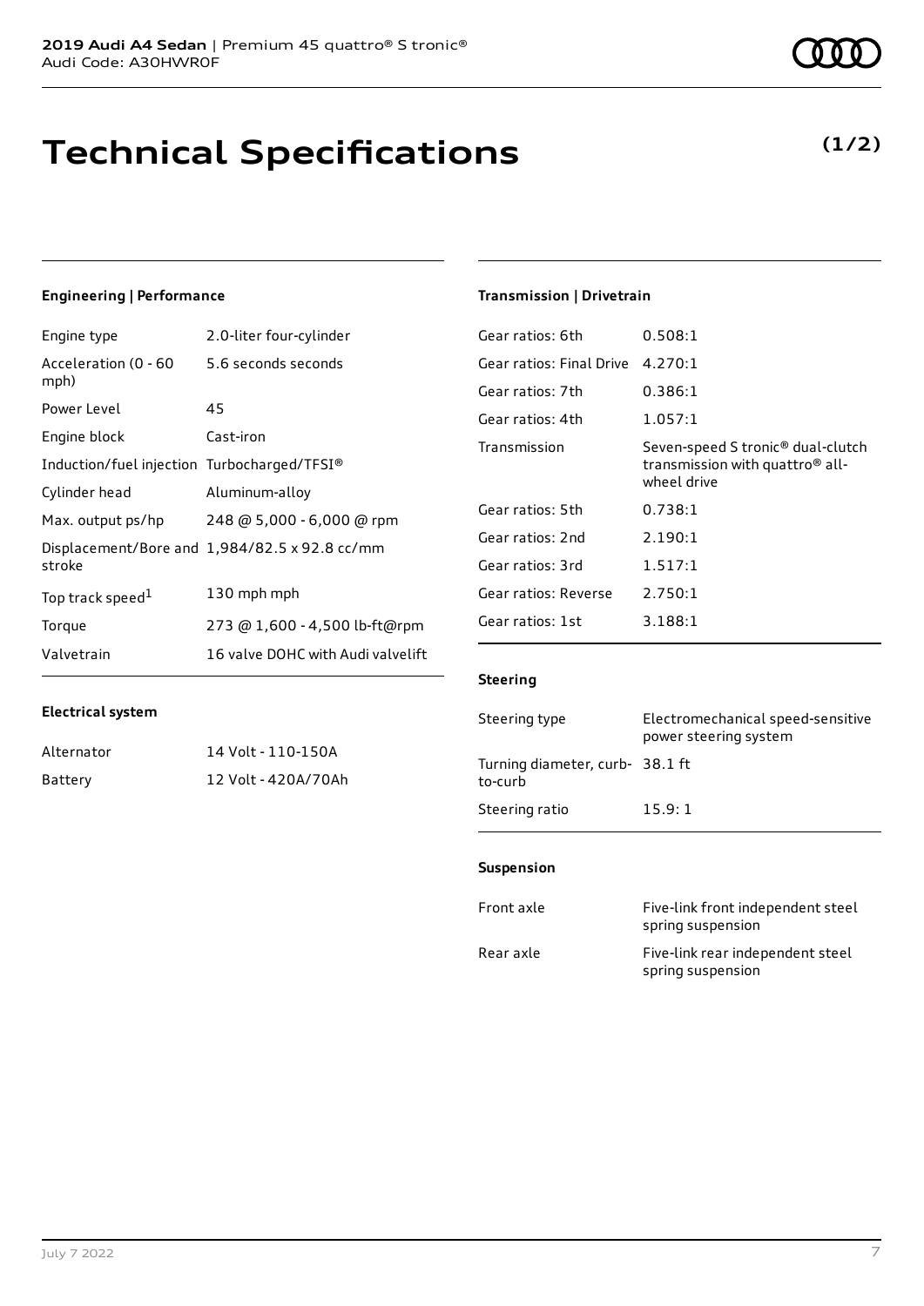**2019 Audi A4 Sedan** | Premium 45 quattro® S tronic®
Audi Code: A30HWR0F

# Technical Specifications

**(1/2)**

### Engineering | Performance

| | |
|---|---|
| Engine type | 2.0-liter four-cylinder |
| Acceleration (0 - 60 mph) | 5.6 seconds seconds |
| Power Level | 45 |
| Engine block | Cast-iron |
| Induction/fuel injection | Turbocharged/TFSI® |
| Cylinder head | Aluminum-alloy |
| Max. output ps/hp | 248 @ 5,000 - 6,000 @ rpm |
| Displacement/Bore and stroke | 1,984/82.5 x 92.8 cc/mm |
| Top track speed[1] | 130 mph mph |
| Torque | 273 @ 1,600 - 4,500 lb-ft@rpm |
| Valvetrain | 16 valve DOHC with Audi valvelift |

### Electrical system

| | |
|---|---|
| Alternator | 14 Volt - 110-150A |
| Battery | 12 Volt - 420A/70Ah |

### Transmission | Drivetrain

| | |
|---|---|
| Gear ratios: 6th | 0.508:1 |
| Gear ratios: Final Drive | 4.270:1 |
| Gear ratios: 7th | 0.386:1 |
| Gear ratios: 4th | 1.057:1 |
| Transmission | Seven-speed S tronic® dual-clutch transmission with quattro® all-wheel drive |
| Gear ratios: 5th | 0.738:1 |
| Gear ratios: 2nd | 2.190:1 |
| Gear ratios: 3rd | 1.517:1 |
| Gear ratios: Reverse | 2.750:1 |
| Gear ratios: 1st | 3.188:1 |

### Steering

| | |
|---|---|
| Steering type | Electromechanical speed-sensitive power steering system |
| Turning diameter, curb-to-curb | 38.1 ft |
| Steering ratio | 15.9: 1 |

### Suspension

| | |
|---|---|
| Front axle | Five-link front independent steel spring suspension |
| Rear axle | Five-link rear independent steel spring suspension |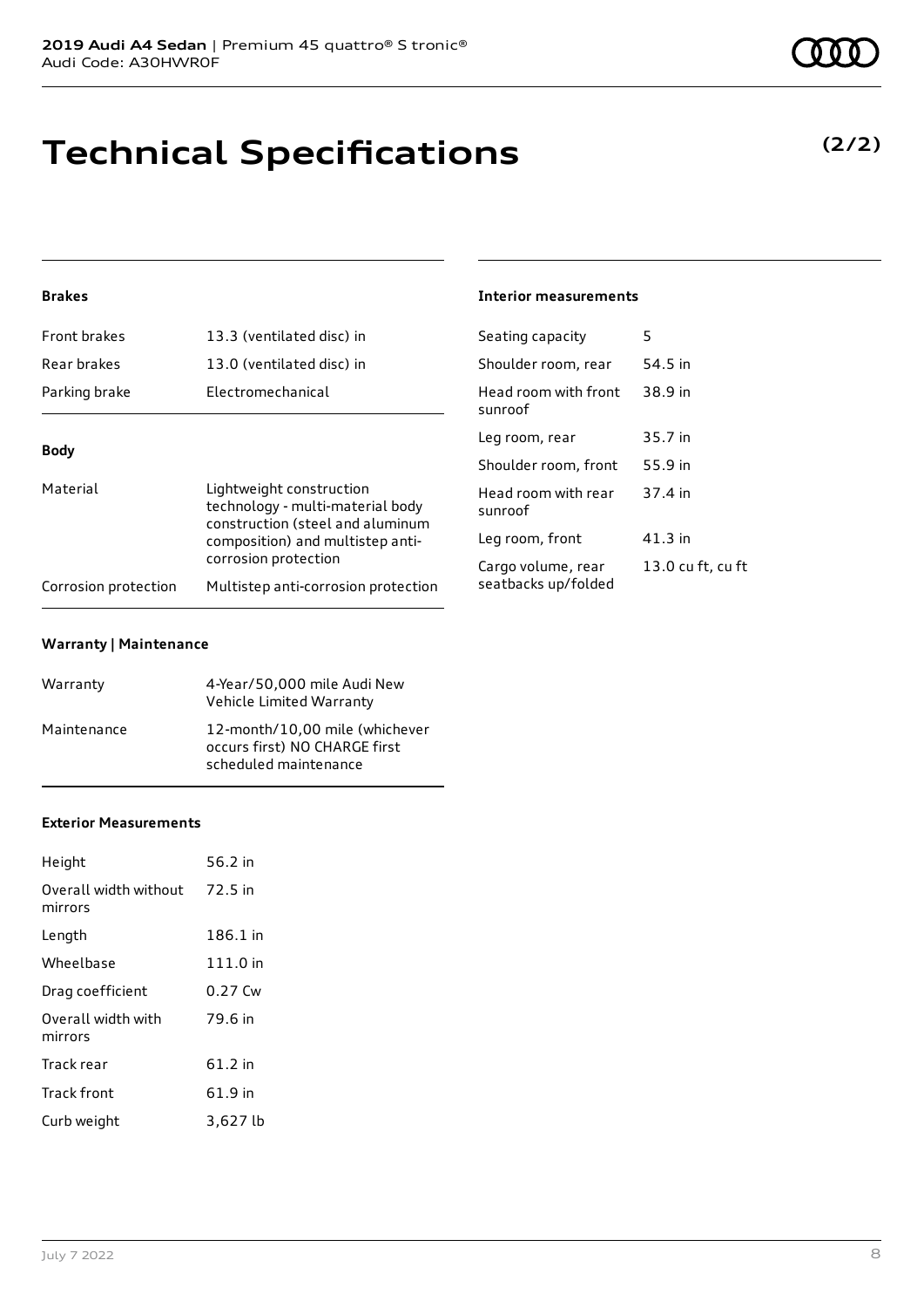# Technical Specifications

**(2/2)**

### Brakes

| | |
|---|---|
| Front brakes | 13.3 (ventilated disc) in |
| Rear brakes | 13.0 (ventilated disc) in |
| Parking brake | Electromechanical |

### Body

| | |
|---|---|
| Material | Lightweight construction technology - multi-material body construction (steel and aluminum composition) and multistep anti-corrosion protection |
| Corrosion protection | Multistep anti-corrosion protection |

### Warranty | Maintenance

| | |
|---|---|
| Warranty | 4-Year/50,000 mile Audi New Vehicle Limited Warranty |
| Maintenance | 12-month/10,00 mile (whichever occurs first) NO CHARGE first scheduled maintenance |

### Exterior Measurements

| | |
|---|---|
| Height | 56.2 in |
| Overall width without mirrors | 72.5 in |
| Length | 186.1 in |
| Wheelbase | 111.0 in |
| Drag coefficient | 0.27 Cw |
| Overall width with mirrors | 79.6 in |
| Track rear | 61.2 in |
| Track front | 61.9 in |
| Curb weight | 3,627 lb |

### Interior measurements

| | |
|---|---|
| Seating capacity | 5 |
| Shoulder room, rear | 54.5 in |
| Head room with front sunroof | 38.9 in |
| Leg room, rear | 35.7 in |
| Shoulder room, front | 55.9 in |
| Head room with rear sunroof | 37.4 in |
| Leg room, front | 41.3 in |
| Cargo volume, rear seatbacks up/folded | 13.0 cu ft, cu ft |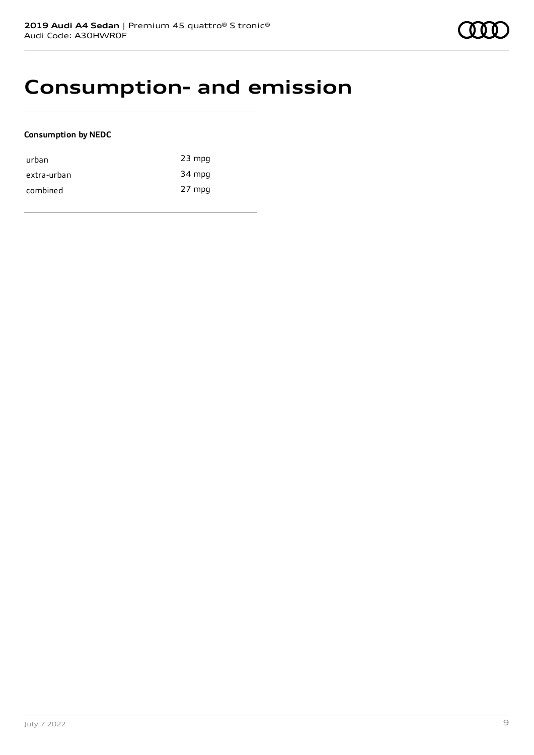# Consumption- and emission

**Consumption by NEDC**

| | |
|---|---|
| urban | 23 mpg |
| extra-urban | 34 mpg |
| combined | 27 mpg |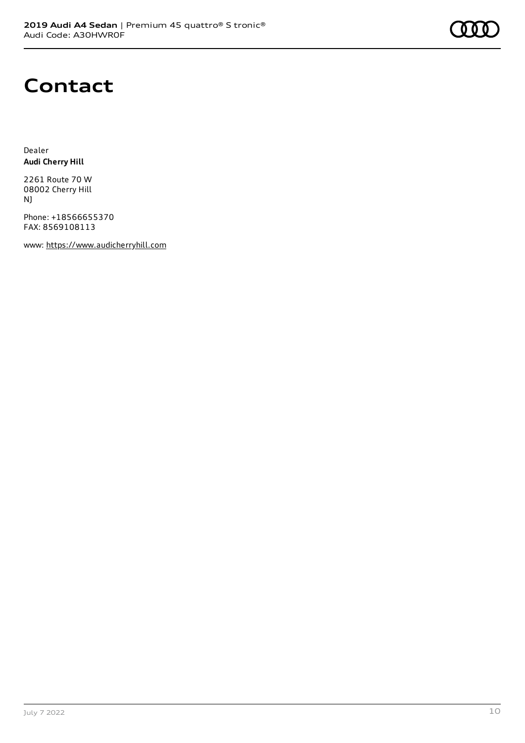# Contact

Dealer
**Audi Cherry Hill**

2261 Route 70 W
08002 Cherry Hill
NJ

Phone: +18566655370
FAX: 8569108113

www: https://www.audicherryhill.com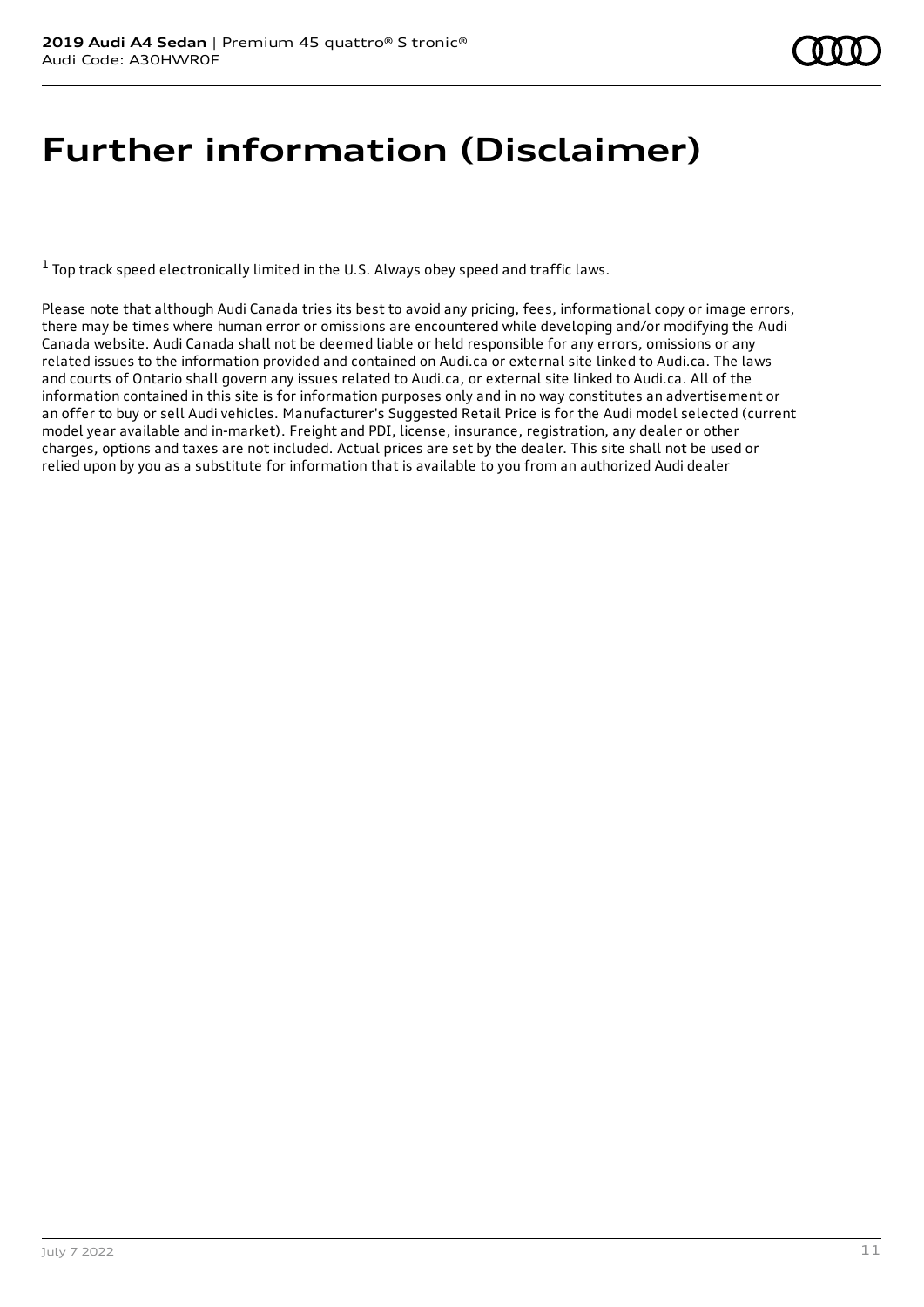# Further information (Disclaimer)

[1] Top track speed electronically limited in the U.S. Always obey speed and traffic laws.

Please note that although Audi Canada tries its best to avoid any pricing, fees, informational copy or image errors, there may be times where human error or omissions are encountered while developing and/or modifying the Audi Canada website. Audi Canada shall not be deemed liable or held responsible for any errors, omissions or any related issues to the information provided and contained on Audi.ca or external site linked to Audi.ca. The laws and courts of Ontario shall govern any issues related to Audi.ca, or external site linked to Audi.ca. All of the information contained in this site is for information purposes only and in no way constitutes an advertisement or an offer to buy or sell Audi vehicles. Manufacturer's Suggested Retail Price is for the Audi model selected (current model year available and in-market). Freight and PDI, license, insurance, registration, any dealer or other charges, options and taxes are not included. Actual prices are set by the dealer. This site shall not be used or relied upon by you as a substitute for information that is available to you from an authorized Audi dealer